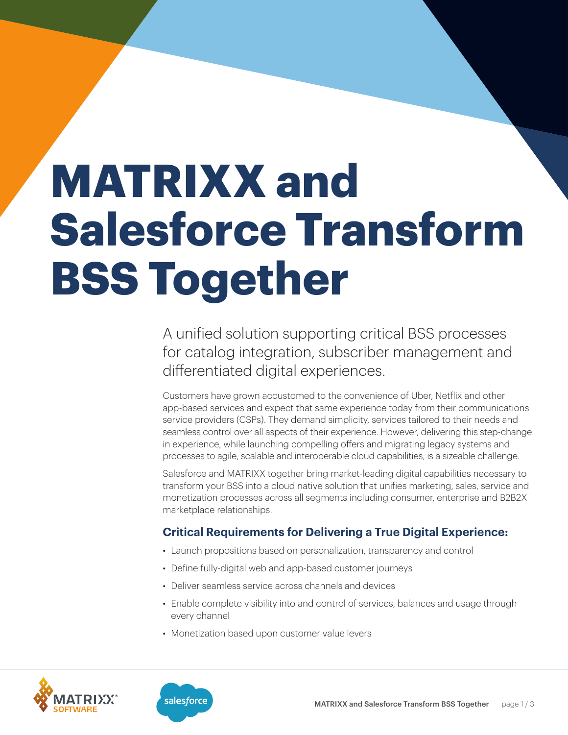# MATRIXX and Salesforce Transform BSS Together

A unified solution supporting critical BSS processes for catalog integration, subscriber management and differentiated digital experiences.

Customers have grown accustomed to the convenience of Uber, Netflix and other app-based services and expect that same experience today from their communications service providers (CSPs). They demand simplicity, services tailored to their needs and seamless control over all aspects of their experience. However, delivering this step-change in experience, while launching compelling offers and migrating legacy systems and processes to agile, scalable and interoperable cloud capabilities, is a sizeable challenge.

Salesforce and MATRIXX together bring market-leading digital capabilities necessary to transform your BSS into a cloud native solution that unifies marketing, sales, service and monetization processes across all segments including consumer, enterprise and B2B2X marketplace relationships.

## Critical Requirements for Delivering a True Digital Experience:

- Launch propositions based on personalization, transparency and control
- Define fully-digital web and app-based customer journeys
- Deliver seamless service across channels and devices
- Enable complete visibility into and control of services, balances and usage through every channel
- Monetization based upon customer value levers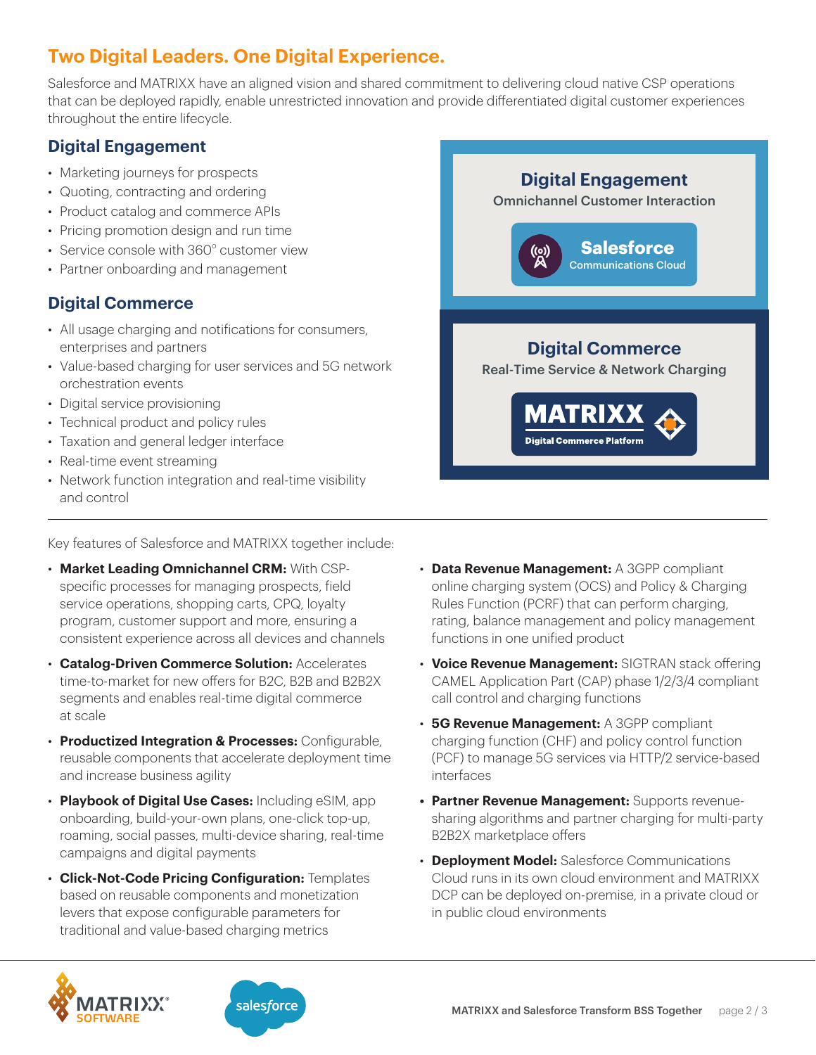# Two Digital Leaders. One Digital Experience.

Salesforce and MATRIXX have an aligned vision and shared commitment to delivering cloud native CSP operations that can be deployed rapidly, enable unrestricted innovation and provide differentiated digital customer experiences throughout the entire lifecycle.

## Digital Engagement

- Marketing journeys for prospects
- Quoting, contracting and ordering
- Product catalog and commerce APIs
- Pricing promotion design and run time
- Service console with 360° customer view
- Partner onboarding and management

## Digital Commerce

- All usage charging and notifications for consumers, enterprises and partners
- Value-based charging for user services and 5G network orchestration events
- Digital service provisioning
- Technical product and policy rules
- Taxation and general ledger interface
- Real-time event streaming
- Network function integration and real-time visibility and control

**Digital Engagement**
Omnichannel Customer Interaction
**Salesforce** Communications Cloud

**Digital Commerce**
Real-Time Service & Network Charging
**MATRIXX** Digital Commerce Platform

Key features of Salesforce and MATRIXX together include:

- **Market Leading Omnichannel CRM:** With CSP-specific processes for managing prospects, field service operations, shopping carts, CPQ, loyalty program, customer support and more, ensuring a consistent experience across all devices and channels
- **Catalog-Driven Commerce Solution:** Accelerates time-to-market for new offers for B2C, B2B and B2B2X segments and enables real-time digital commerce at scale
- **Productized Integration & Processes:** Configurable, reusable components that accelerate deployment time and increase business agility
- **Playbook of Digital Use Cases:** Including eSIM, app onboarding, build-your-own plans, one-click top-up, roaming, social passes, multi-device sharing, real-time campaigns and digital payments
- **Click-Not-Code Pricing Configuration:** Templates based on reusable components and monetization levers that expose configurable parameters for traditional and value-based charging metrics
- **Data Revenue Management:** A 3GPP compliant online charging system (OCS) and Policy & Charging Rules Function (PCRF) that can perform charging, rating, balance management and policy management functions in one unified product
- **Voice Revenue Management:** SIGTRAN stack offering CAMEL Application Part (CAP) phase 1/2/3/4 compliant call control and charging functions
- **5G Revenue Management:** A 3GPP compliant charging function (CHF) and policy control function (PCF) to manage 5G services via HTTP/2 service-based interfaces
- **Partner Revenue Management:** Supports revenue-sharing algorithms and partner charging for multi-party B2B2X marketplace offers
- **Deployment Model:** Salesforce Communications Cloud runs in its own cloud environment and MATRIXX DCP can be deployed on-premise, in a private cloud or in public cloud environments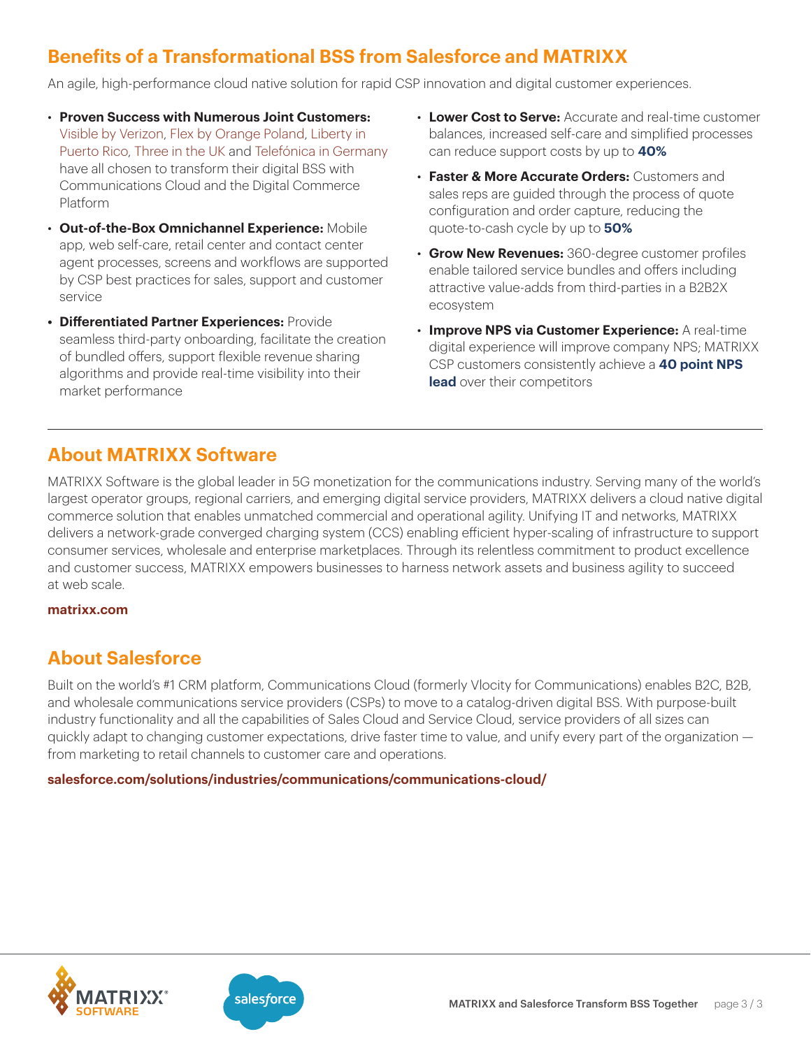## Benefits of a Transformational BSS from Salesforce and MATRIXX

An agile, high-performance cloud native solution for rapid CSP innovation and digital customer experiences.

- **Proven Success with Numerous Joint Customers:** Visible by Verizon, Flex by Orange Poland, Liberty in Puerto Rico, Three in the UK and Telefónica in Germany have all chosen to transform their digital BSS with Communications Cloud and the Digital Commerce Platform
- **Out-of-the-Box Omnichannel Experience:** Mobile app, web self-care, retail center and contact center agent processes, screens and workflows are supported by CSP best practices for sales, support and customer service
- **Differentiated Partner Experiences:** Provide seamless third-party onboarding, facilitate the creation of bundled offers, support flexible revenue sharing algorithms and provide real-time visibility into their market performance
- **Lower Cost to Serve:** Accurate and real-time customer balances, increased self-care and simplified processes can reduce support costs by up to **40%**
- **Faster & More Accurate Orders:** Customers and sales reps are guided through the process of quote configuration and order capture, reducing the quote-to-cash cycle by up to **50%**
- **Grow New Revenues:** 360-degree customer profiles enable tailored service bundles and offers including attractive value-adds from third-parties in a B2B2X ecosystem
- **Improve NPS via Customer Experience:** A real-time digital experience will improve company NPS; MATRIXX CSP customers consistently achieve a **40 point NPS lead** over their competitors

## About MATRIXX Software

MATRIXX Software is the global leader in 5G monetization for the communications industry. Serving many of the world's largest operator groups, regional carriers, and emerging digital service providers, MATRIXX delivers a cloud native digital commerce solution that enables unmatched commercial and operational agility. Unifying IT and networks, MATRIXX delivers a network-grade converged charging system (CCS) enabling efficient hyper-scaling of infrastructure to support consumer services, wholesale and enterprise marketplaces. Through its relentless commitment to product excellence and customer success, MATRIXX empowers businesses to harness network assets and business agility to succeed at web scale.

**matrixx.com**

## About Salesforce

Built on the world's #1 CRM platform, Communications Cloud (formerly Vlocity for Communications) enables B2C, B2B, and wholesale communications service providers (CSPs) to move to a catalog-driven digital BSS. With purpose-built industry functionality and all the capabilities of Sales Cloud and Service Cloud, service providers of all sizes can quickly adapt to changing customer expectations, drive faster time to value, and unify every part of the organization — from marketing to retail channels to customer care and operations.

**salesforce.com/solutions/industries/communications/communications-cloud/**